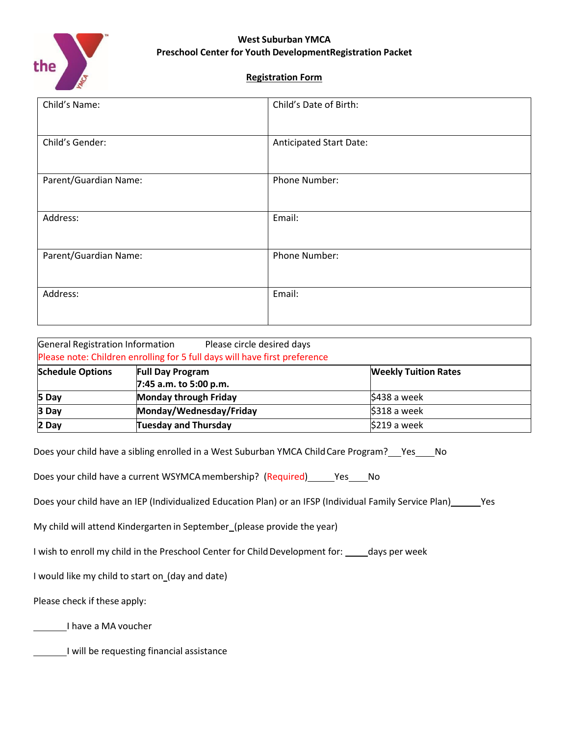# West Suburban YMCA
## Preschool Center for Youth DevelopmentRegistration Packet

**Registration Form**

| Child's Name: | Child's Date of Birth: |
|---|---|
| Child's Gender: | Anticipated Start Date: |
| Parent/Guardian Name: | Phone Number: |
| Address: | Email: |
| Parent/Guardian Name: | Phone Number: |
| Address: | Email: |

General Registration Information Please circle desired days

Please note: Children enrolling for 5 full days will have first preference

| **Schedule Options** | **Full Day Program 7:45 a.m. to 5:00 p.m.** | **Weekly Tuition Rates** |
|---|---|---|
| **5 Day** | **Monday through Friday** | $438 a week |
| **3 Day** | **Monday/Wednesday/Friday** | $318 a week |
| **2 Day** | **Tuesday and Thursday** | $219 a week |

Does your child have a sibling enrolled in a West Suburban YMCA Child Care Program?___Yes____No

Does your child have a current WSYMCA membership? (Required)_____Yes____No

Does your child have an IEP (Individualized Education Plan) or an IFSP (Individual Family Service Plan)______Yes

My child will attend Kindergarten in September_(please provide the year)

I wish to enroll my child in the Preschool Center for Child Development for: _____days per week

I would like my child to start on_(day and date)

Please check if these apply:

_______I have a MA voucher

_______I will be requesting financial assistance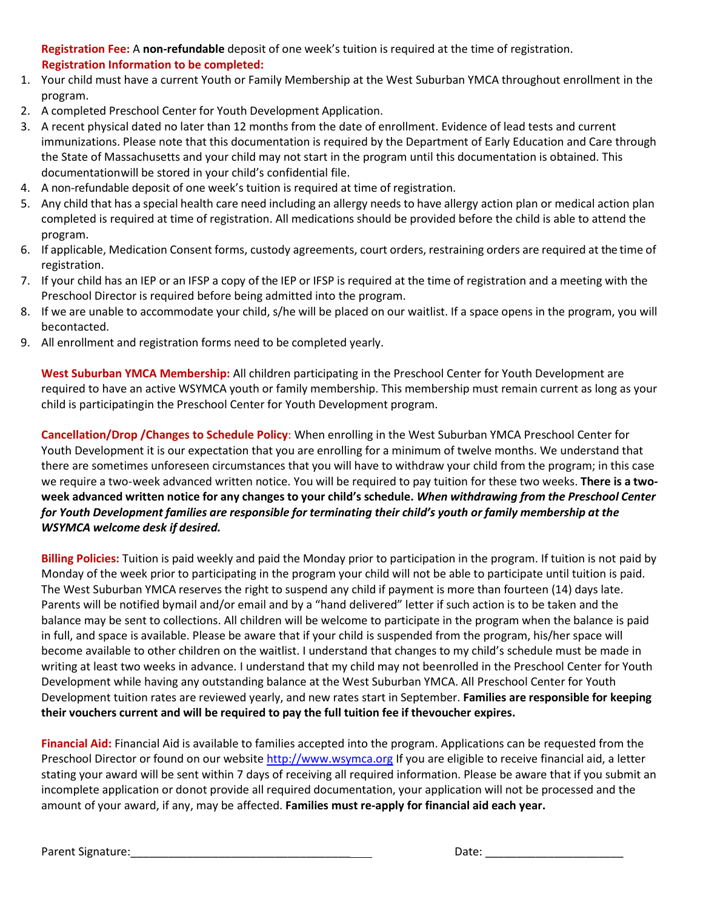**Registration Fee:** A **non-refundable** deposit of one week's tuition is required at the time of registration.

**Registration Information to be completed:**

1. Your child must have a current Youth or Family Membership at the West Suburban YMCA throughout enrollment in the program.
2. A completed Preschool Center for Youth Development Application.
3. A recent physical dated no later than 12 months from the date of enrollment. Evidence of lead tests and current immunizations. Please note that this documentation is required by the Department of Early Education and Care through the State of Massachusetts and your child may not start in the program until this documentation is obtained. This documentationwill be stored in your child's confidential file.
4. A non-refundable deposit of one week's tuition is required at time of registration.
5. Any child that has a special health care need including an allergy needs to have allergy action plan or medical action plan completed is required at time of registration. All medications should be provided before the child is able to attend the program.
6. If applicable, Medication Consent forms, custody agreements, court orders, restraining orders are required at the time of registration.
7. If your child has an IEP or an IFSP a copy of the IEP or IFSP is required at the time of registration and a meeting with the Preschool Director is required before being admitted into the program.
8. If we are unable to accommodate your child, s/he will be placed on our waitlist. If a space opens in the program, you will becontacted.
9. All enrollment and registration forms need to be completed yearly.

**West Suburban YMCA Membership:** All children participating in the Preschool Center for Youth Development are required to have an active WSYMCA youth or family membership. This membership must remain current as long as your child is participatingin the Preschool Center for Youth Development program.

**Cancellation/Drop /Changes to Schedule Policy**: When enrolling in the West Suburban YMCA Preschool Center for Youth Development it is our expectation that you are enrolling for a minimum of twelve months. We understand that there are sometimes unforeseen circumstances that you will have to withdraw your child from the program; in this case we require a two-week advanced written notice. You will be required to pay tuition for these two weeks. **There is a two-week advanced written notice for any changes to your child's schedule.** ***When withdrawing from the Preschool Center for Youth Development families are responsible for terminating their child's youth or family membership at the WSYMCA welcome desk if desired.***

**Billing Policies:** Tuition is paid weekly and paid the Monday prior to participation in the program. If tuition is not paid by Monday of the week prior to participating in the program your child will not be able to participate until tuition is paid. The West Suburban YMCA reserves the right to suspend any child if payment is more than fourteen (14) days late. Parents will be notified bymail and/or email and by a "hand delivered" letter if such action is to be taken and the balance may be sent to collections. All children will be welcome to participate in the program when the balance is paid in full, and space is available. Please be aware that if your child is suspended from the program, his/her space will become available to other children on the waitlist. I understand that changes to my child's schedule must be made in writing at least two weeks in advance. I understand that my child may not beenrolled in the Preschool Center for Youth Development while having any outstanding balance at the West Suburban YMCA. All Preschool Center for Youth Development tuition rates are reviewed yearly, and new rates start in September. **Families are responsible for keeping their vouchers current and will be required to pay the full tuition fee if thevoucher expires.**

**Financial Aid:** Financial Aid is available to families accepted into the program. Applications can be requested from the Preschool Director or found on our website http://www.wsymca.org If you are eligible to receive financial aid, a letter stating your award will be sent within 7 days of receiving all required information. Please be aware that if you submit an incomplete application or donot provide all required documentation, your application will not be processed and the amount of your award, if any, may be affected. **Families must re-apply for financial aid each year.**

Parent Signature:_______________________________________ Date: ______________________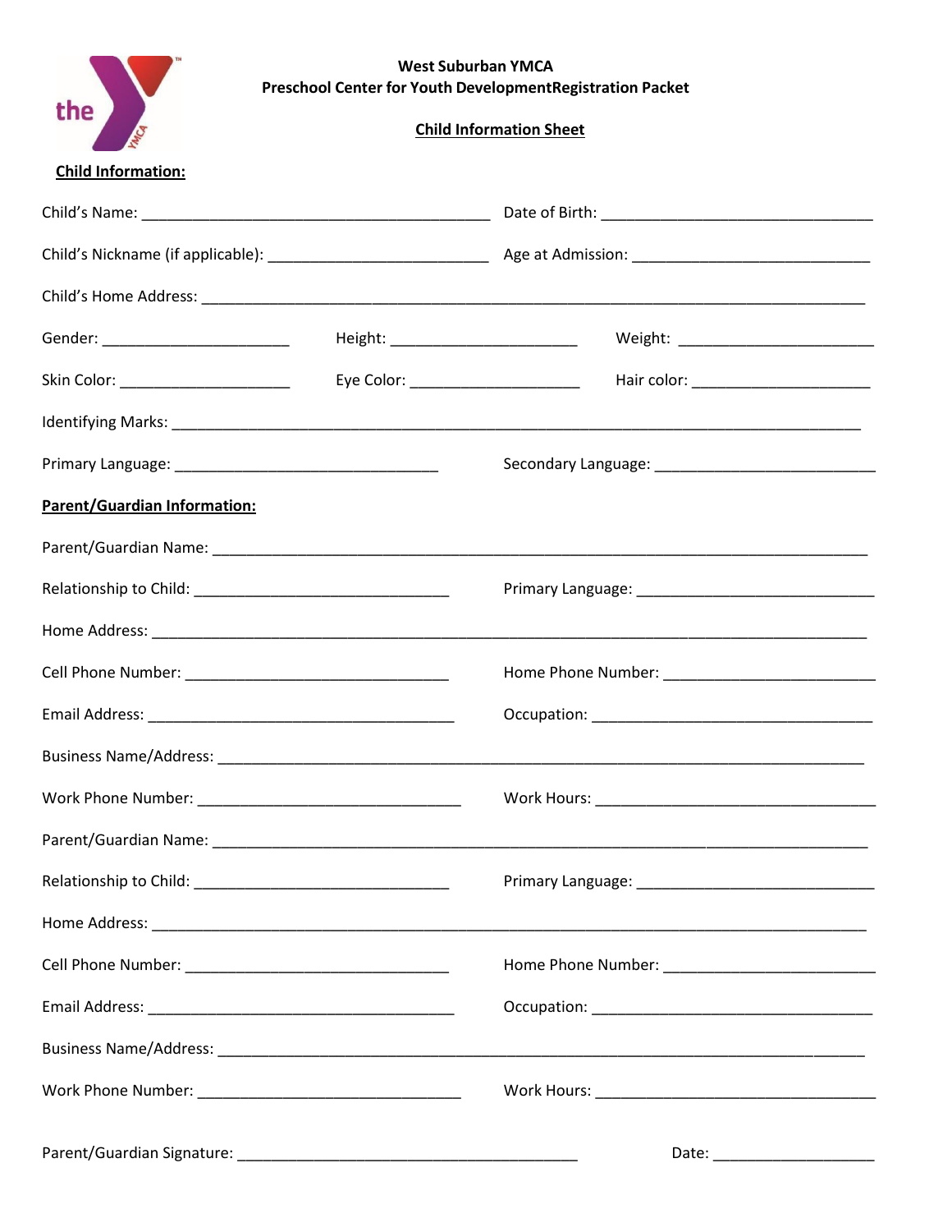**West Suburban YMCA**
**Preschool Center for Youth DevelopmentRegistration Packet**

**Child Information Sheet**

**Child Information:**

Child's Name: ________________________________________ Date of Birth: ______________________________

Child's Nickname (if applicable): _________________________ Age at Admission: __________________________

Child's Home Address: ___________________________________________________________________________

Gender: _____________________ Height: _____________________ Weight: ______________________

Skin Color: ___________________ Eye Color: ___________________ Hair color: ____________________

Identifying Marks: _______________________________________________________________________________

Primary Language: ______________________________ Secondary Language: _________________________

**Parent/Guardian Information:**

Parent/Guardian Name: ___________________________________________________________________________

Relationship to Child: ____________________________ Primary Language: ___________________________

Home Address: _________________________________________________________________________________

Cell Phone Number: ______________________________ Home Phone Number: ________________________

Email Address: __________________________________ Occupation: ________________________________

Business Name/Address: __________________________________________________________________________

Work Phone Number: ______________________________ Work Hours: ________________________________

Parent/Guardian Name: ___________________________________________________________________________

Relationship to Child: ____________________________ Primary Language: ___________________________

Home Address: _________________________________________________________________________________

Cell Phone Number: ______________________________ Home Phone Number: ________________________

Email Address: __________________________________ Occupation: ________________________________

Business Name/Address: __________________________________________________________________________

Work Phone Number: ______________________________ Work Hours: ________________________________

Parent/Guardian Signature: ______________________________________ Date: __________________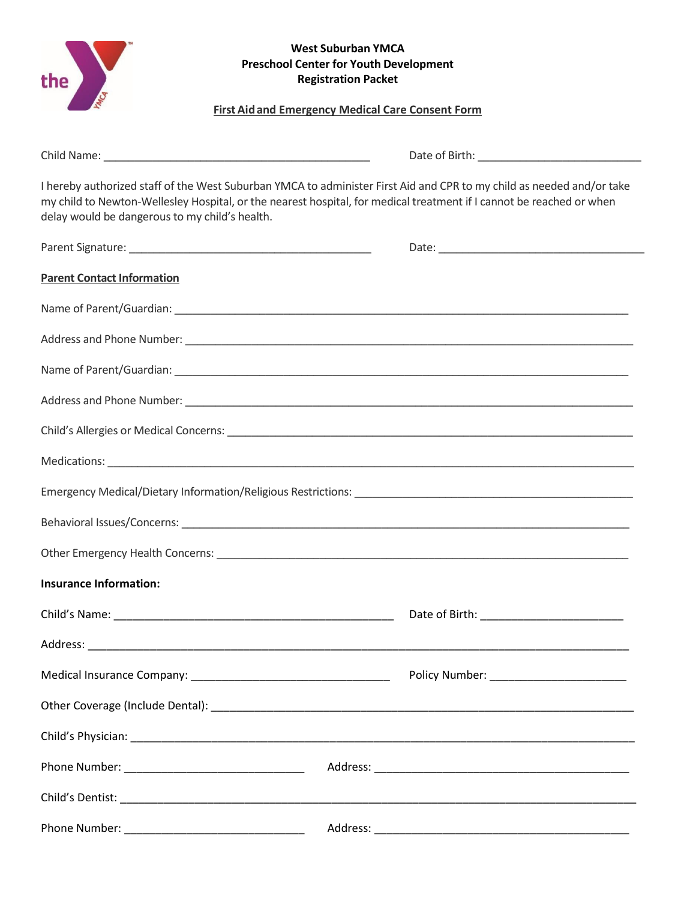**West Suburban YMCA**
**Preschool Center for Youth Development**
**Registration Packet**

**First Aid and Emergency Medical Care Consent Form**

Child Name: ____________________________________________ Date of Birth: ___________________________

I hereby authorized staff of the West Suburban YMCA to administer First Aid and CPR to my child as needed and/or take my child to Newton-Wellesley Hospital, or the nearest hospital, for medical treatment if I cannot be reached or when delay would be dangerous to my child's health.

Parent Signature: ________________________________________ Date: __________________________________

**Parent Contact Information**

Name of Parent/Guardian: ____________________________________________________________________________

Address and Phone Number: ___________________________________________________________________________

Name of Parent/Guardian: ____________________________________________________________________________

Address and Phone Number: ___________________________________________________________________________

Child's Allergies or Medical Concerns: __________________________________________________________________

Medications: _______________________________________________________________________________________

Emergency Medical/Dietary Information/Religious Restrictions: ______________________________________________

Behavioral Issues/Concerns: ___________________________________________________________________________

Other Emergency Health Concerns: _____________________________________________________________________

**Insurance Information:**

Child's Name: ______________________________________________ Date of Birth: _______________________

Address: __________________________________________________________________________________________

Medical Insurance Company: _________________________________ Policy Number: ______________________

Other Coverage (Include Dental): ________________________________________________________________________

Child's Physician: ___________________________________________________________________________________

Phone Number: _____________________________ Address: ___________________________________________

Child's Dentist: _____________________________________________________________________________________

Phone Number: _____________________________ Address: ___________________________________________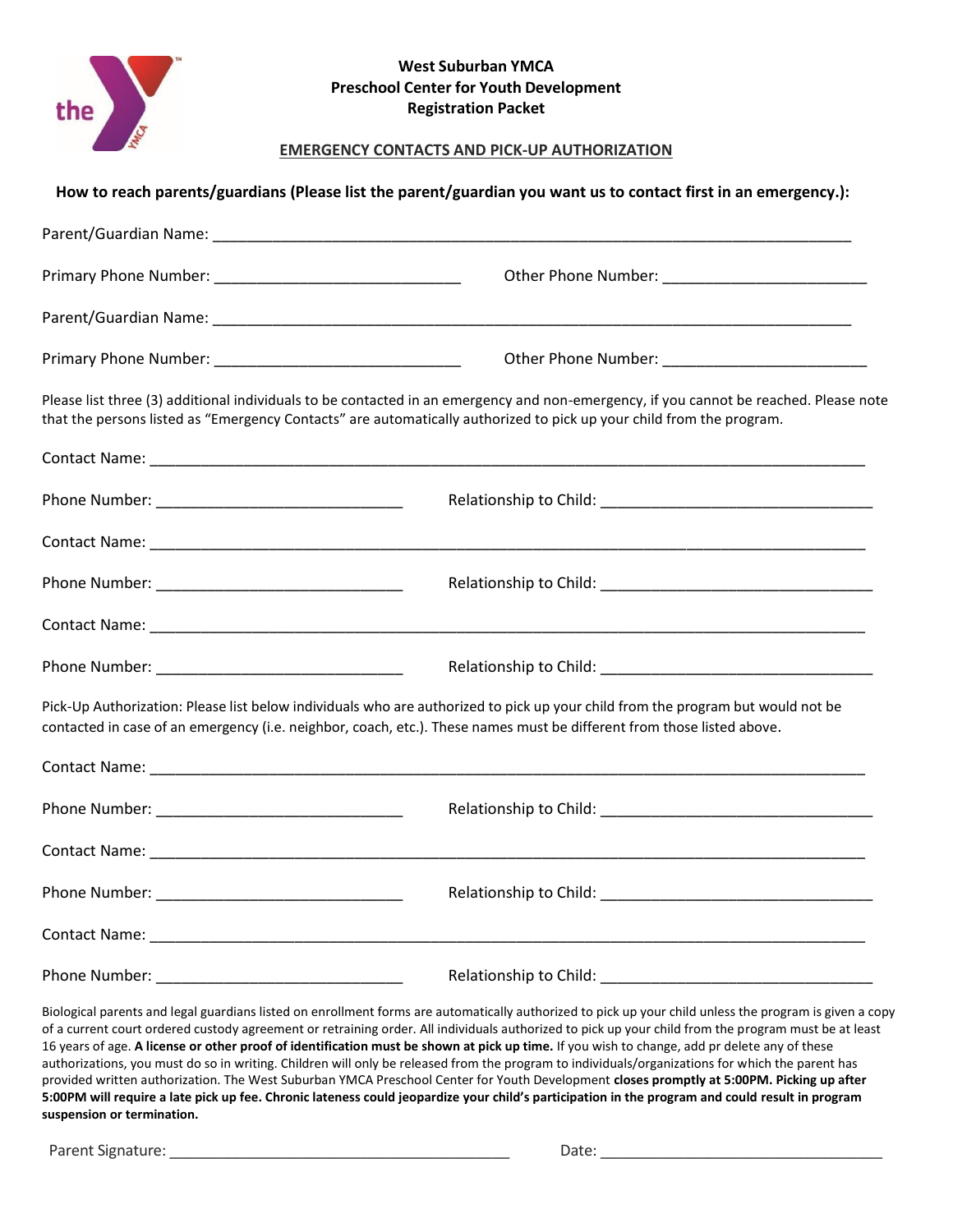**West Suburban YMCA**
**Preschool Center for Youth Development**
**Registration Packet**

**EMERGENCY CONTACTS AND PICK-UP AUTHORIZATION**

**How to reach parents/guardians (Please list the parent/guardian you want us to contact first in an emergency.):**

Parent/Guardian Name: ______________________________________________

Primary Phone Number: ____________________ Other Phone Number: ____________________

Parent/Guardian Name: ______________________________________________

Primary Phone Number: ____________________ Other Phone Number: ____________________

Please list three (3) additional individuals to be contacted in an emergency and non-emergency, if you cannot be reached. Please note that the persons listed as "Emergency Contacts" are automatically authorized to pick up your child from the program.

Contact Name: ______________________________________________

Phone Number: ____________________ Relationship to Child: ____________________

Contact Name: ______________________________________________

Phone Number: ____________________ Relationship to Child: ____________________

Contact Name: ______________________________________________

Phone Number: ____________________ Relationship to Child: ____________________

Pick-Up Authorization: Please list below individuals who are authorized to pick up your child from the program but would not be contacted in case of an emergency (i.e. neighbor, coach, etc.). These names must be different from those listed above.

Contact Name: ______________________________________________

Phone Number: ____________________ Relationship to Child: ____________________

Contact Name: ______________________________________________

Phone Number: ____________________ Relationship to Child: ____________________

Contact Name: ______________________________________________

Phone Number: ____________________ Relationship to Child: ____________________

Biological parents and legal guardians listed on enrollment forms are automatically authorized to pick up your child unless the program is given a copy of a current court ordered custody agreement or retraining order. All individuals authorized to pick up your child from the program must be at least 16 years of age. **A license or other proof of identification must be shown at pick up time.** If you wish to change, add pr delete any of these authorizations, you must do so in writing. Children will only be released from the program to individuals/organizations for which the parent has provided written authorization. The West Suburban YMCA Preschool Center for Youth Development **closes promptly at 5:00PM. Picking up after 5:00PM will require a late pick up fee. Chronic lateness could jeopardize your child's participation in the program and could result in program suspension or termination.**

Parent Signature: ______________________________ Date: ____________________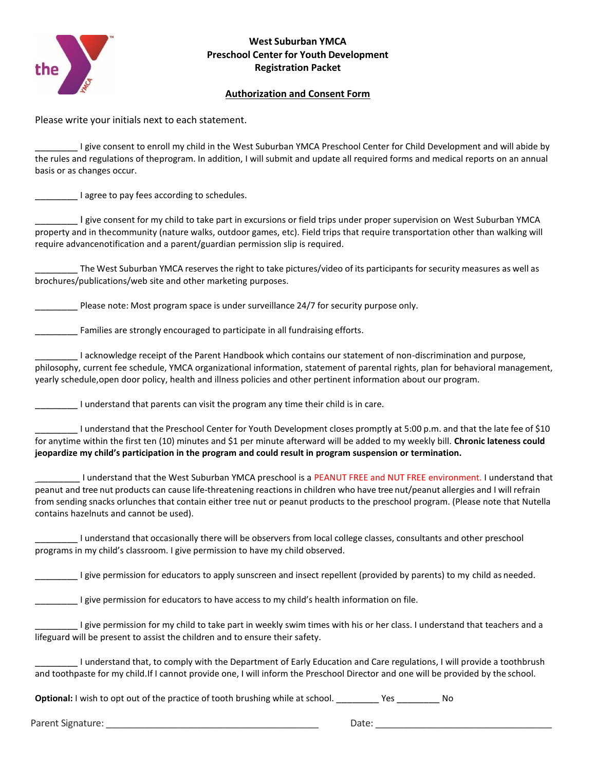**West Suburban YMCA**
**Preschool Center for Youth Development**
**Registration Packet**

**Authorization and Consent Form**

Please write your initials next to each statement.

_________ I give consent to enroll my child in the West Suburban YMCA Preschool Center for Child Development and will abide by the rules and regulations of theprogram. In addition, I will submit and update all required forms and medical reports on an annual basis or as changes occur.

_________ I agree to pay fees according to schedules.

_________ I give consent for my child to take part in excursions or field trips under proper supervision on West Suburban YMCA property and in thecommunity (nature walks, outdoor games, etc). Field trips that require transportation other than walking will require advancenotification and a parent/guardian permission slip is required.

_________ The West Suburban YMCA reserves the right to take pictures/video of its participants for security measures as well as brochures/publications/web site and other marketing purposes.

_________ Please note: Most program space is under surveillance 24/7 for security purpose only.

_________ Families are strongly encouraged to participate in all fundraising efforts.

_________ I acknowledge receipt of the Parent Handbook which contains our statement of non-discrimination and purpose, philosophy, current fee schedule, YMCA organizational information, statement of parental rights, plan for behavioral management, yearly schedule,open door policy, health and illness policies and other pertinent information about our program.

_________ I understand that parents can visit the program any time their child is in care.

_________ I understand that the Preschool Center for Youth Development closes promptly at 5:00 p.m. and that the late fee of $10 for anytime within the first ten (10) minutes and $1 per minute afterward will be added to my weekly bill. **Chronic lateness could jeopardize my child's participation in the program and could result in program suspension or termination.**

_________ I understand that the West Suburban YMCA preschool is a PEANUT FREE and NUT FREE environment. I understand that peanut and tree nut products can cause life-threatening reactions in children who have tree nut/peanut allergies and I will refrain from sending snacks orlunches that contain either tree nut or peanut products to the preschool program. (Please note that Nutella contains hazelnuts and cannot be used).

_________ I understand that occasionally there will be observers from local college classes, consultants and other preschool programs in my child's classroom. I give permission to have my child observed.

_________ I give permission for educators to apply sunscreen and insect repellent (provided by parents) to my child as needed.

_________ I give permission for educators to have access to my child's health information on file.

_________ I give permission for my child to take part in weekly swim times with his or her class. I understand that teachers and a lifeguard will be present to assist the children and to ensure their safety.

_________ I understand that, to comply with the Department of Early Education and Care regulations, I will provide a toothbrush and toothpaste for my child.If I cannot provide one, I will inform the Preschool Director and one will be provided by the school.

**Optional:** I wish to opt out of the practice of tooth brushing while at school. _________ Yes _________ No

Parent Signature: ________________________________________ Date: ________________________________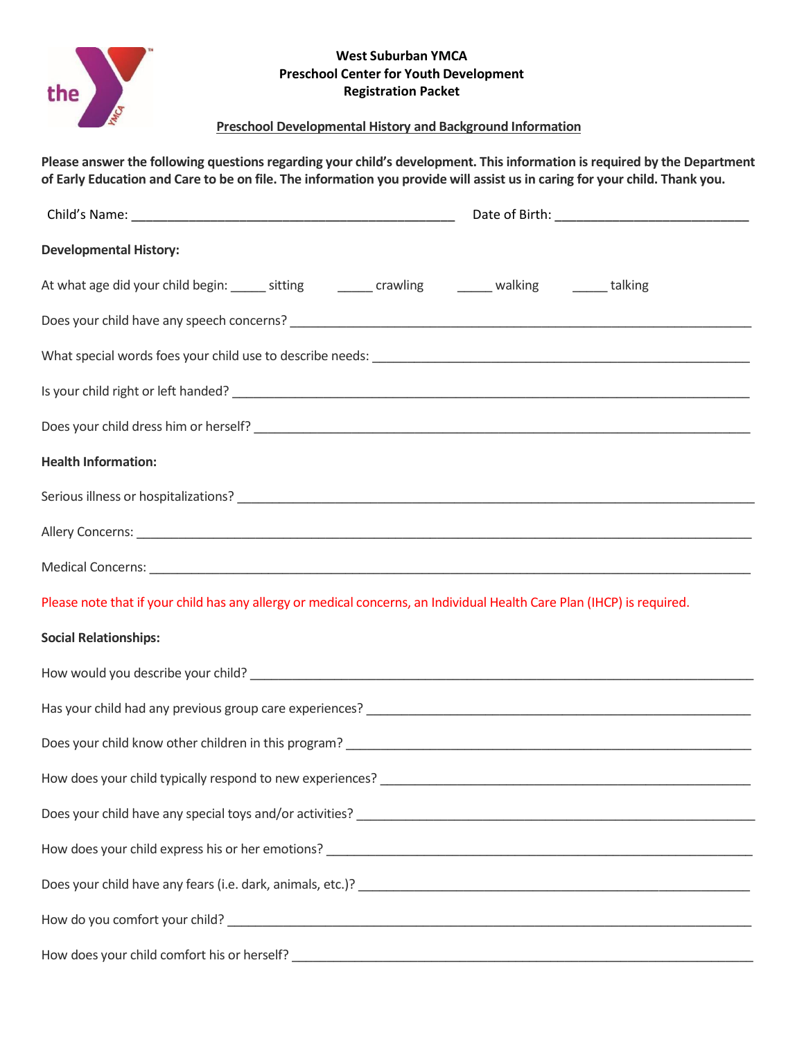**West Suburban YMCA**
**Preschool Center for Youth Development**
**Registration Packet**

**Preschool Developmental History and Background Information**

**Please answer the following questions regarding your child's development. This information is required by the Department of Early Education and Care to be on file. The information you provide will assist us in caring for your child. Thank you.**

Child's Name: ______________________________________________ Date of Birth: ___________________________

**Developmental History:**

At what age did your child begin: _____ sitting _____ crawling _____ walking _____ talking

Does your child have any speech concerns? _________________________________________________________________

What special words foes your child use to describe needs: ___________________________________________________

Is your child right or left handed? ________________________________________________________________________

Does your child dress him or herself? _____________________________________________________________________

**Health Information:**

Serious illness or hospitalizations? _______________________________________________________________________

Allery Concerns: ______________________________________________________________________________________

Medical Concerns: ____________________________________________________________________________________

Please note that if your child has any allergy or medical concerns, an Individual Health Care Plan (IHCP) is required.

**Social Relationships:**

How would you describe your child? _____________________________________________________________________

Has your child had any previous group care experiences? ____________________________________________________

Does your child know other children in this program? _______________________________________________________

How does your child typically respond to new experiences? ___________________________________________________

Does your child have any special toys and/or activities? _____________________________________________________

How does your child express his or her emotions? _________________________________________________________

Does your child have any fears (i.e. dark, animals, etc.)? ____________________________________________________

How do you comfort your child? ________________________________________________________________________

How does your child comfort his or herself? _______________________________________________________________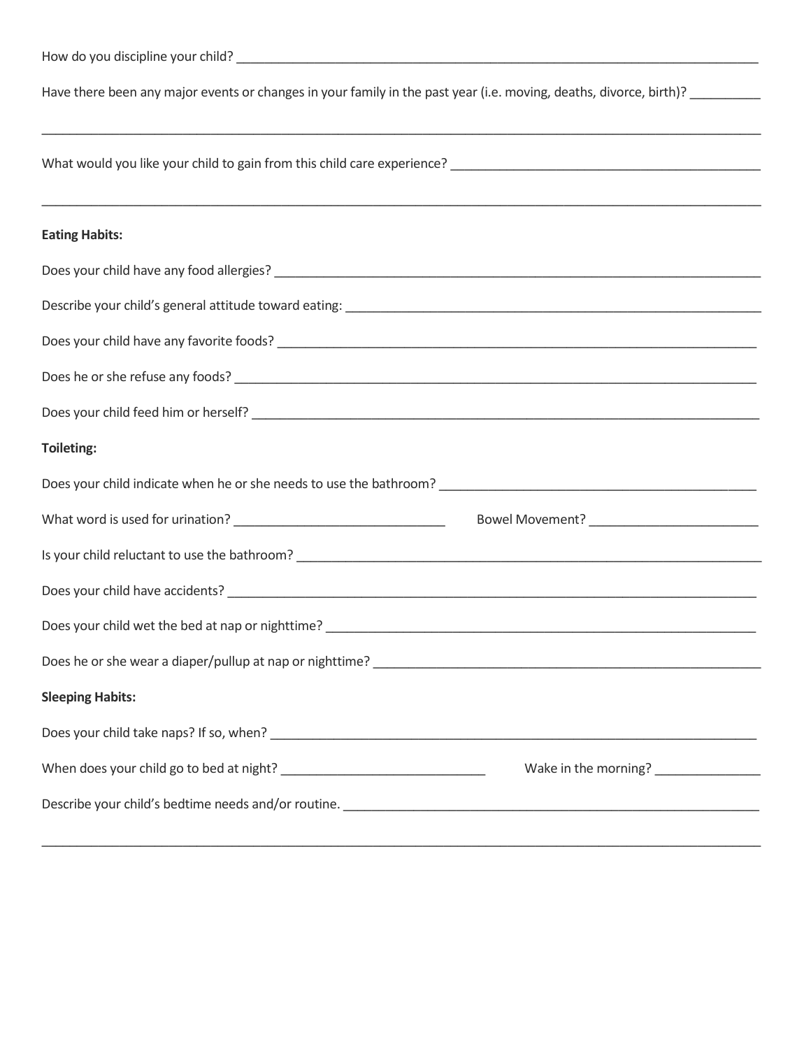How do you discipline your child? ___________________________________________________________________________

Have there been any major events or changes in your family in the past year (i.e. moving, deaths, divorce, birth)? __________

_____________________________________________________________________________________________________

What would you like your child to gain from this child care experience? ____________________________________________

_____________________________________________________________________________________________________

**Eating Habits:**

Does your child have any food allergies? ______________________________________________________________________

Describe your child's general attitude toward eating: ____________________________________________________________

Does your child have any favorite foods? _____________________________________________________________________

Does he or she refuse any foods? __________________________________________________________________________

Does your child feed him or herself? ________________________________________________________________________

**Toileting:**

Does your child indicate when he or she needs to use the bathroom? ______________________________________________

What word is used for urination? ______________________________ Bowel Movement? ________________________

Is your child reluctant to use the bathroom? __________________________________________________________________

Does your child have accidents? ___________________________________________________________________________

Does your child wet the bed at nap or nighttime? ______________________________________________________________

Does he or she wear a diaper/pullup at nap or nighttime? ________________________________________________________

**Sleeping Habits:**

Does your child take naps? If so, when? _____________________________________________________________________

When does your child go to bed at night? ______________________________ Wake in the morning? _______________

Describe your child's bedtime needs and/or routine. ____________________________________________________________

_____________________________________________________________________________________________________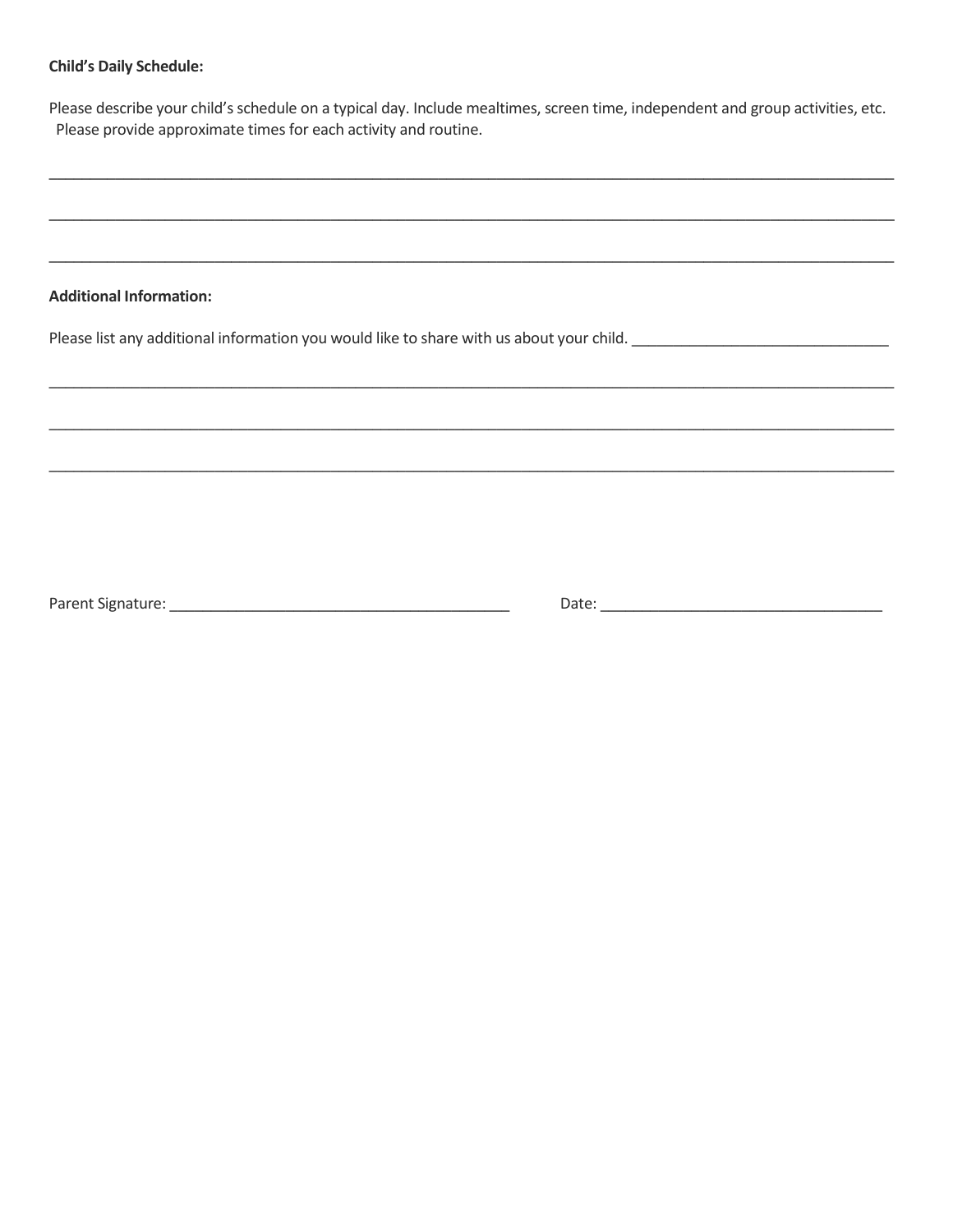**Child's Daily Schedule:**

Please describe your child's schedule on a typical day. Include mealtimes, screen time, independent and group activities, etc. Please provide approximate times for each activity and routine.

___________________________________________________________________________________________________

___________________________________________________________________________________________________

___________________________________________________________________________________________________

**Additional Information:**

Please list any additional information you would like to share with us about your child. ______________________________

___________________________________________________________________________________________________

___________________________________________________________________________________________________

___________________________________________________________________________________________________

Parent Signature: ________________________________________ Date: _________________________________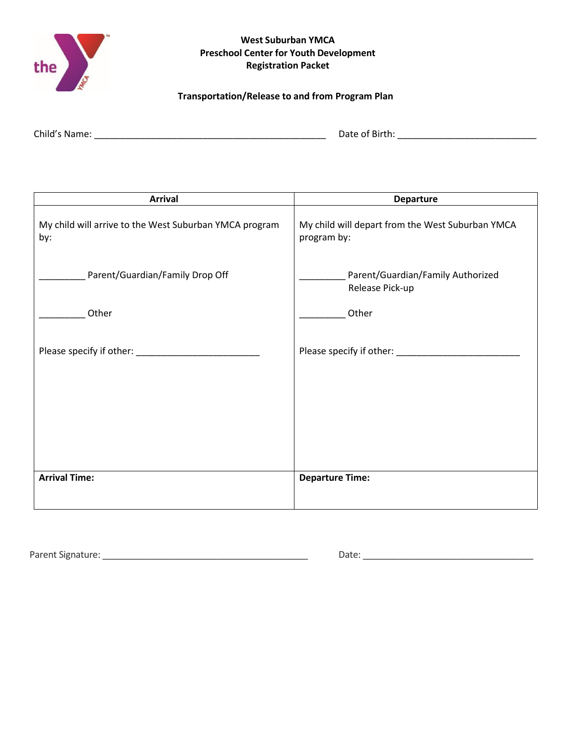**West Suburban YMCA**
**Preschool Center for Youth Development**
**Registration Packet**

**Transportation/Release to and from Program Plan**

Child's Name: _______________________________________________ Date of Birth: ____________________________

| Arrival | Departure |
|---|---|
| My child will arrive to the West Suburban YMCA program by:<br><br>_________ Parent/Guardian/Family Drop Off<br><br>_________ Other<br><br>Please specify if other: _________________________ | My child will depart from the West Suburban YMCA program by:<br><br>_________ Parent/Guardian/Family Authorized Release Pick-up<br><br>_________ Other<br><br>Please specify if other: _________________________ |
| **Arrival Time:** | **Departure Time:** |

Parent Signature: ___________________________________________ Date: ___________________________________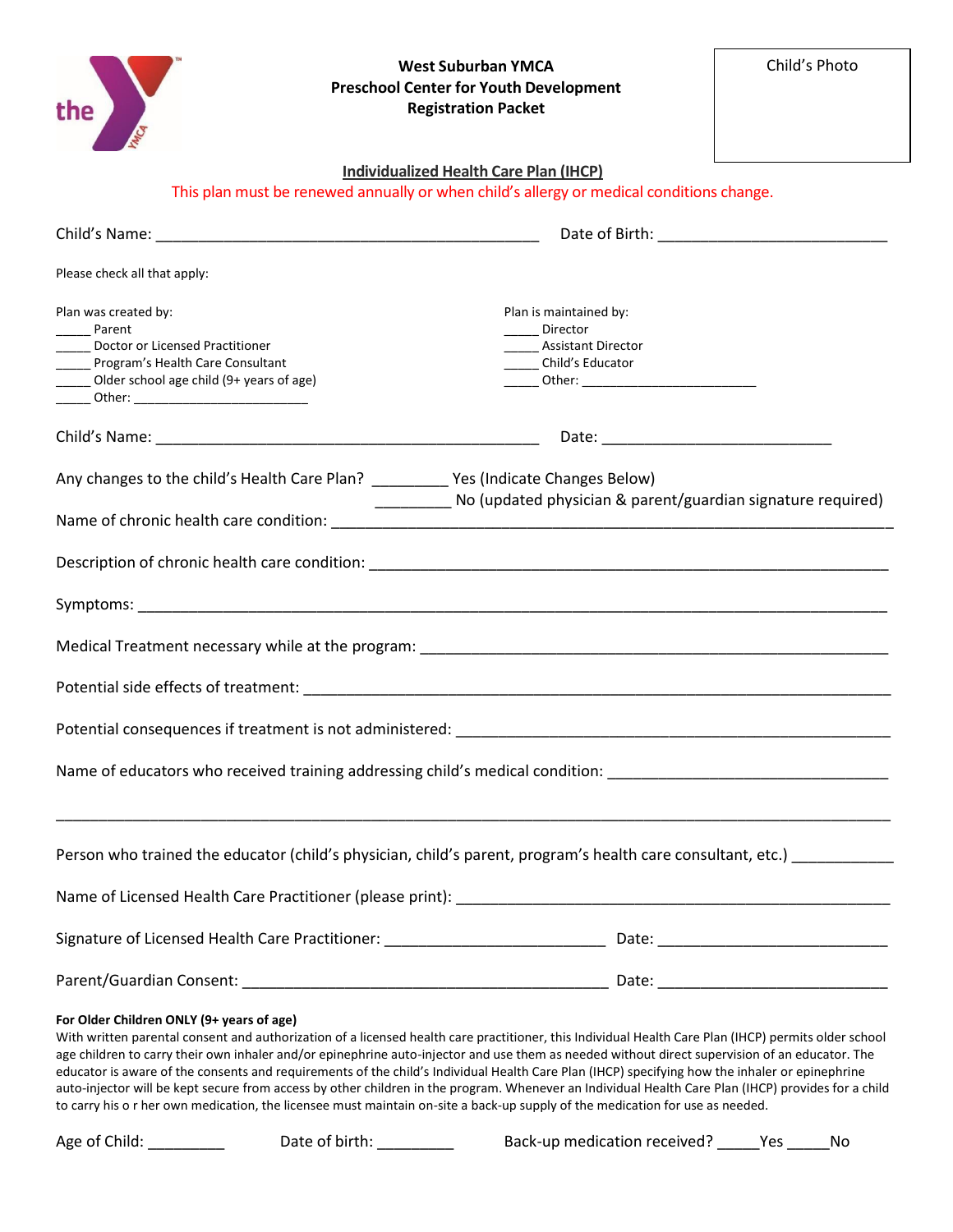**West Suburban YMCA**
**Preschool Center for Youth Development**
**Registration Packet**

Child's Photo

## Individualized Health Care Plan (IHCP)

This plan must be renewed annually or when child's allergy or medical conditions change.

Child's Name: _____________________________________________ Date of Birth: ___________________________

Please check all that apply:

Plan was created by:
_____ Parent
_____ Doctor or Licensed Practitioner
_____ Program's Health Care Consultant
_____ Older school age child (9+ years of age)
_____ Other: _________________________

Plan is maintained by:
_____ Director
_____ Assistant Director
_____ Child's Educator
_____ Other: _________________________

Child's Name: _____________________________________________ Date: ___________________________

Any changes to the child's Health Care Plan? _________ Yes (Indicate Changes Below)
_________ No (updated physician & parent/guardian signature required)

Name of chronic health care condition: ______________________________________________________________

Description of chronic health care condition: ___________________________________________________________

Symptoms: ______________________________________________________________________________________

Medical Treatment necessary while at the program: _____________________________________________________

Potential side effects of treatment: ___________________________________________________________________

Potential consequences if treatment is not administered: _________________________________________________

Name of educators who received training addressing child's medical condition: ______________________________

________________________________________________________________________________________________

Person who trained the educator (child's physician, child's parent, program's health care consultant, etc.) ___________

Name of Licensed Health Care Practitioner (please print): _________________________________________________

Signature of Licensed Health Care Practitioner: __________________________ Date: ___________________________

Parent/Guardian Consent: ___________________________________________ Date: ___________________________

**For Older Children ONLY (9+ years of age)**

With written parental consent and authorization of a licensed health care practitioner, this Individual Health Care Plan (IHCP) permits older school age children to carry their own inhaler and/or epinephrine auto-injector and use them as needed without direct supervision of an educator. The educator is aware of the consents and requirements of the child's Individual Health Care Plan (IHCP) specifying how the inhaler or epinephrine auto-injector will be kept secure from access by other children in the program. Whenever an Individual Health Care Plan (IHCP) provides for a child to carry his o r her own medication, the licensee must maintain on-site a back-up supply of the medication for use as needed.

Age of Child: _________ Date of birth: _________ Back-up medication received? _____Yes _____No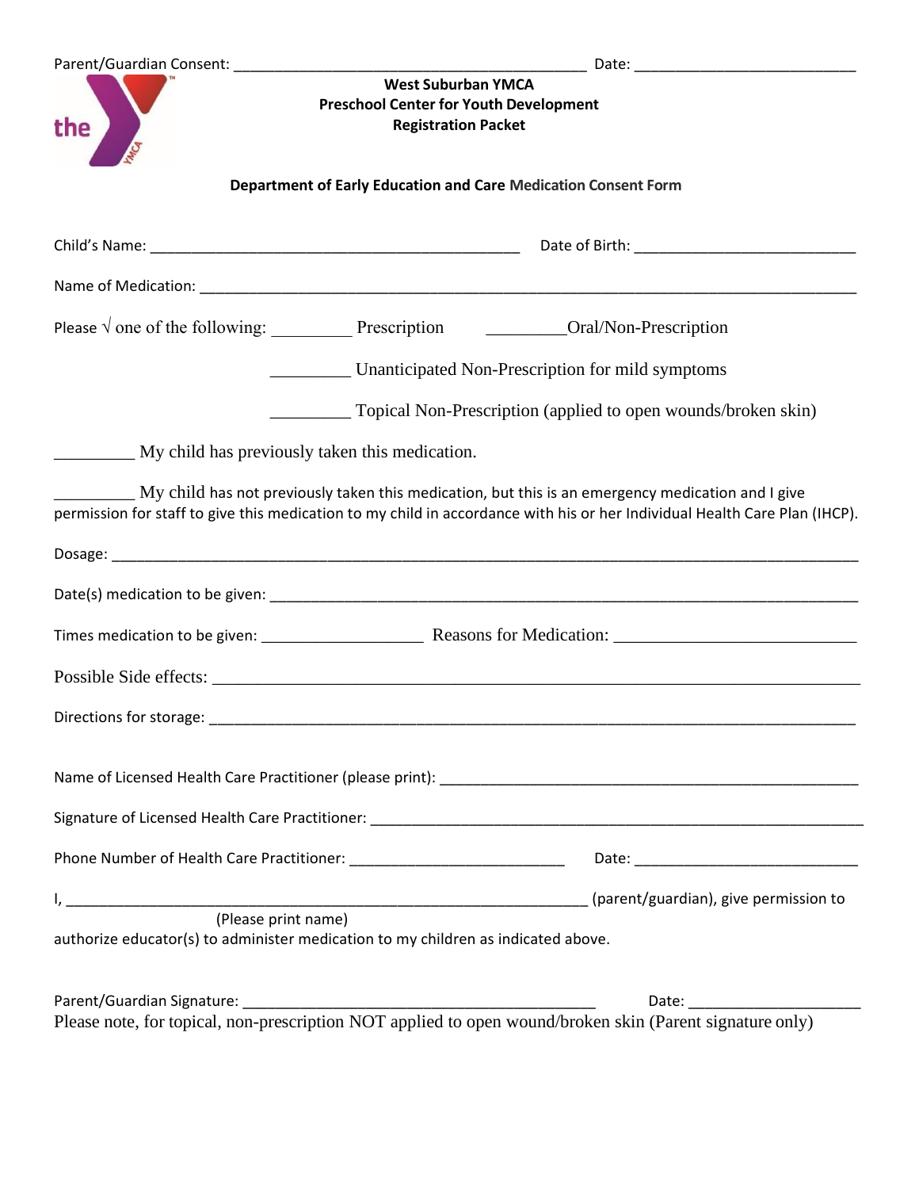Parent/Guardian Consent: ____________________________________________ Date: ___________________________

**West Suburban YMCA**
**Preschool Center for Youth Development**
**Registration Packet**

**Department of Early Education and Care Medication Consent Form**

Child's Name: ______________________________________________ Date of Birth: ___________________________

Name of Medication: ________________________________________________________________________________

Please √ one of the following: _________ Prescription _________Oral/Non-Prescription

_________ Unanticipated Non-Prescription for mild symptoms

_________ Topical Non-Prescription (applied to open wounds/broken skin)

_________ My child has previously taken this medication.

_________ My child has not previously taken this medication, but this is an emergency medication and I give permission for staff to give this medication to my child in accordance with his or her Individual Health Care Plan (IHCP).

Dosage: _______________________________________________________________________________________________

Date(s) medication to be given: ____________________________________________________________________

Times medication to be given: ___________________ Reasons for Medication: ___________________________

Possible Side effects: __________________________________________________________________________

Directions for storage: _________________________________________________________________________

Name of Licensed Health Care Practitioner (please print): _______________________________________________

Signature of Licensed Health Care Practitioner: _________________________________________________________

Phone Number of Health Care Practitioner: __________________________ Date: ___________________________

I, _______________________________________________________________ (parent/guardian), give permission to
(Please print name)
authorize educator(s) to administer medication to my children as indicated above.

Parent/Guardian Signature: ___________________________________________ Date: ____________________

Please note, for topical, non-prescription NOT applied to open wound/broken skin (Parent signature only)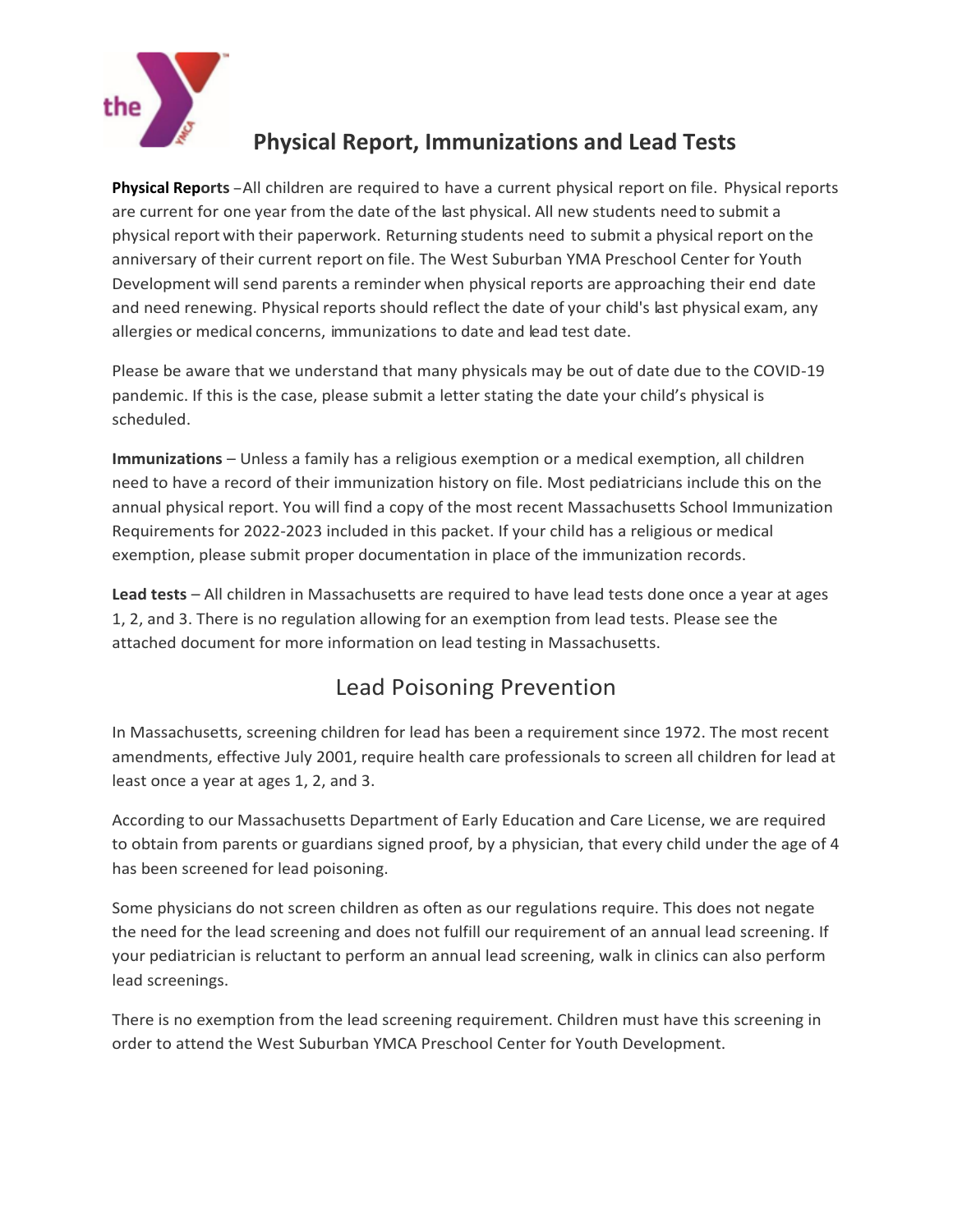# Physical Report, Immunizations and Lead Tests

**Physical Reports** –All children are required to have a current physical report on file. Physical reports are current for one year from the date of the last physical. All new students need to submit a physical report with their paperwork. Returning students need to submit a physical report on the anniversary of their current report on file. The West Suburban YMA Preschool Center for Youth Development will send parents a reminder when physical reports are approaching their end date and need renewing. Physical reports should reflect the date of your child's last physical exam, any allergies or medical concerns, immunizations to date and lead test date.

Please be aware that we understand that many physicals may be out of date due to the COVID-19 pandemic. If this is the case, please submit a letter stating the date your child's physical is scheduled.

**Immunizations** – Unless a family has a religious exemption or a medical exemption, all children need to have a record of their immunization history on file. Most pediatricians include this on the annual physical report. You will find a copy of the most recent Massachusetts School Immunization Requirements for 2022-2023 included in this packet. If your child has a religious or medical exemption, please submit proper documentation in place of the immunization records.

**Lead tests** – All children in Massachusetts are required to have lead tests done once a year at ages 1, 2, and 3. There is no regulation allowing for an exemption from lead tests. Please see the attached document for more information on lead testing in Massachusetts.

## Lead Poisoning Prevention

In Massachusetts, screening children for lead has been a requirement since 1972. The most recent amendments, effective July 2001, require health care professionals to screen all children for lead at least once a year at ages 1, 2, and 3.

According to our Massachusetts Department of Early Education and Care License, we are required to obtain from parents or guardians signed proof, by a physician, that every child under the age of 4 has been screened for lead poisoning.

Some physicians do not screen children as often as our regulations require. This does not negate the need for the lead screening and does not fulfill our requirement of an annual lead screening. If your pediatrician is reluctant to perform an annual lead screening, walk in clinics can also perform lead screenings.

There is no exemption from the lead screening requirement. Children must have this screening in order to attend the West Suburban YMCA Preschool Center for Youth Development.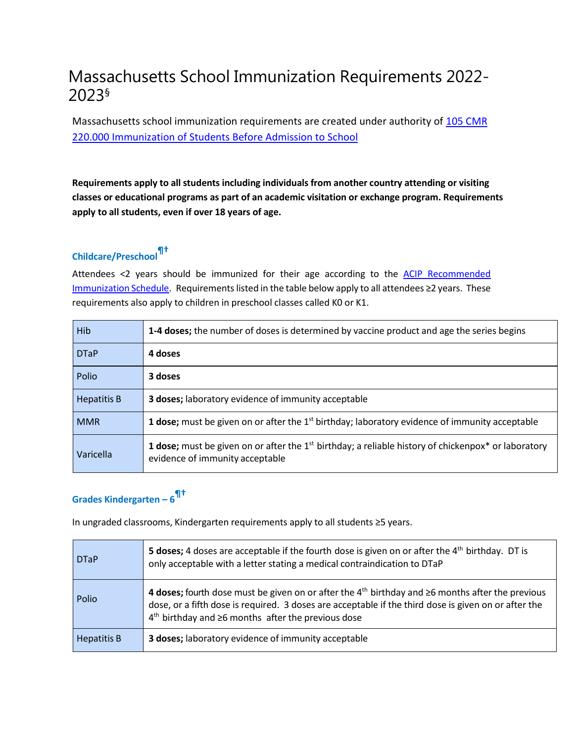# Massachusetts School Immunization Requirements 2022-2023§

Massachusetts school immunization requirements are created under authority of [105 CMR 220.000 Immunization of Students Before Admission to School](105 CMR 220.000 Immunization of Students Before Admission to School)

**Requirements apply to all students including individuals from another country attending or visiting classes or educational programs as part of an academic visitation or exchange program. Requirements apply to all students, even if over 18 years of age.**

### Childcare/Preschool¶†

Attendees <2 years should be immunized for their age according to the ACIP Recommended Immunization Schedule. Requirements listed in the table below apply to all attendees ≥2 years. These requirements also apply to children in preschool classes called K0 or K1.

| Vaccine | Requirement |
|---|---|
| Hib | **1-4 doses;** the number of doses is determined by vaccine product and age the series begins |
| DTaP | **4 doses** |
| Polio | **3 doses** |
| Hepatitis B | **3 doses;** laboratory evidence of immunity acceptable |
| MMR | **1 dose;** must be given on or after the 1st birthday; laboratory evidence of immunity acceptable |
| Varicella | **1 dose;** must be given on or after the 1st birthday; a reliable history of chickenpox* or laboratory evidence of immunity acceptable |

### Grades Kindergarten – 6¶†

In ungraded classrooms, Kindergarten requirements apply to all students ≥5 years.

| Vaccine | Requirement |
|---|---|
| DTaP | **5 doses;** 4 doses are acceptable if the fourth dose is given on or after the 4th birthday. DT is only acceptable with a letter stating a medical contraindication to DTaP |
| Polio | **4 doses;** fourth dose must be given on or after the 4th birthday and ≥6 months after the previous dose, or a fifth dose is required. 3 doses are acceptable if the third dose is given on or after the 4th birthday and ≥6 months after the previous dose |
| Hepatitis B | **3 doses;** laboratory evidence of immunity acceptable |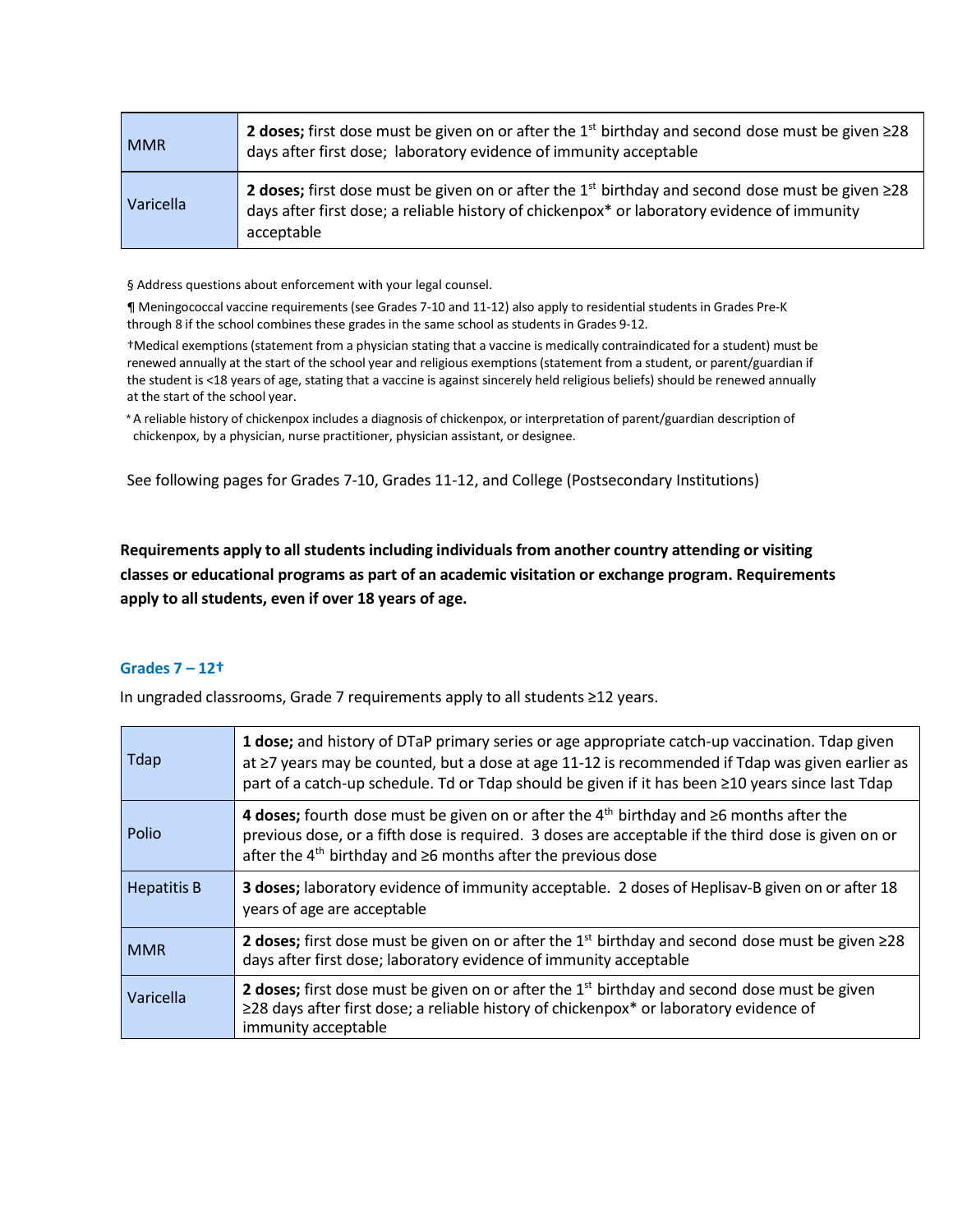| | |
|---|---|
| MMR | **2 doses;** first dose must be given on or after the 1st birthday and second dose must be given ≥28 days after first dose; laboratory evidence of immunity acceptable |
| Varicella | **2 doses;** first dose must be given on or after the 1st birthday and second dose must be given ≥28 days after first dose; a reliable history of chickenpox* or laboratory evidence of immunity acceptable |

§ Address questions about enforcement with your legal counsel.

¶ Meningococcal vaccine requirements (see Grades 7-10 and 11-12) also apply to residential students in Grades Pre-K through 8 if the school combines these grades in the same school as students in Grades 9-12.

†Medical exemptions (statement from a physician stating that a vaccine is medically contraindicated for a student) must be renewed annually at the start of the school year and religious exemptions (statement from a student, or parent/guardian if the student is <18 years of age, stating that a vaccine is against sincerely held religious beliefs) should be renewed annually at the start of the school year.

* A reliable history of chickenpox includes a diagnosis of chickenpox, or interpretation of parent/guardian description of chickenpox, by a physician, nurse practitioner, physician assistant, or designee.

See following pages for Grades 7-10, Grades 11-12, and College (Postsecondary Institutions)

**Requirements apply to all students including individuals from another country attending or visiting classes or educational programs as part of an academic visitation or exchange program. Requirements apply to all students, even if over 18 years of age.**

### Grades 7 – 12†

In ungraded classrooms, Grade 7 requirements apply to all students ≥12 years.

| | |
|---|---|
| Tdap | **1 dose;** and history of DTaP primary series or age appropriate catch-up vaccination. Tdap given at ≥7 years may be counted, but a dose at age 11-12 is recommended if Tdap was given earlier as part of a catch-up schedule. Td or Tdap should be given if it has been ≥10 years since last Tdap |
| Polio | **4 doses;** fourth dose must be given on or after the 4th birthday and ≥6 months after the previous dose, or a fifth dose is required. 3 doses are acceptable if the third dose is given on or after the 4th birthday and ≥6 months after the previous dose |
| Hepatitis B | **3 doses;** laboratory evidence of immunity acceptable. 2 doses of Heplisav-B given on or after 18 years of age are acceptable |
| MMR | **2 doses;** first dose must be given on or after the 1st birthday and second dose must be given ≥28 days after first dose; laboratory evidence of immunity acceptable |
| Varicella | **2 doses;** first dose must be given on or after the 1st birthday and second dose must be given ≥28 days after first dose; a reliable history of chickenpox* or laboratory evidence of immunity acceptable |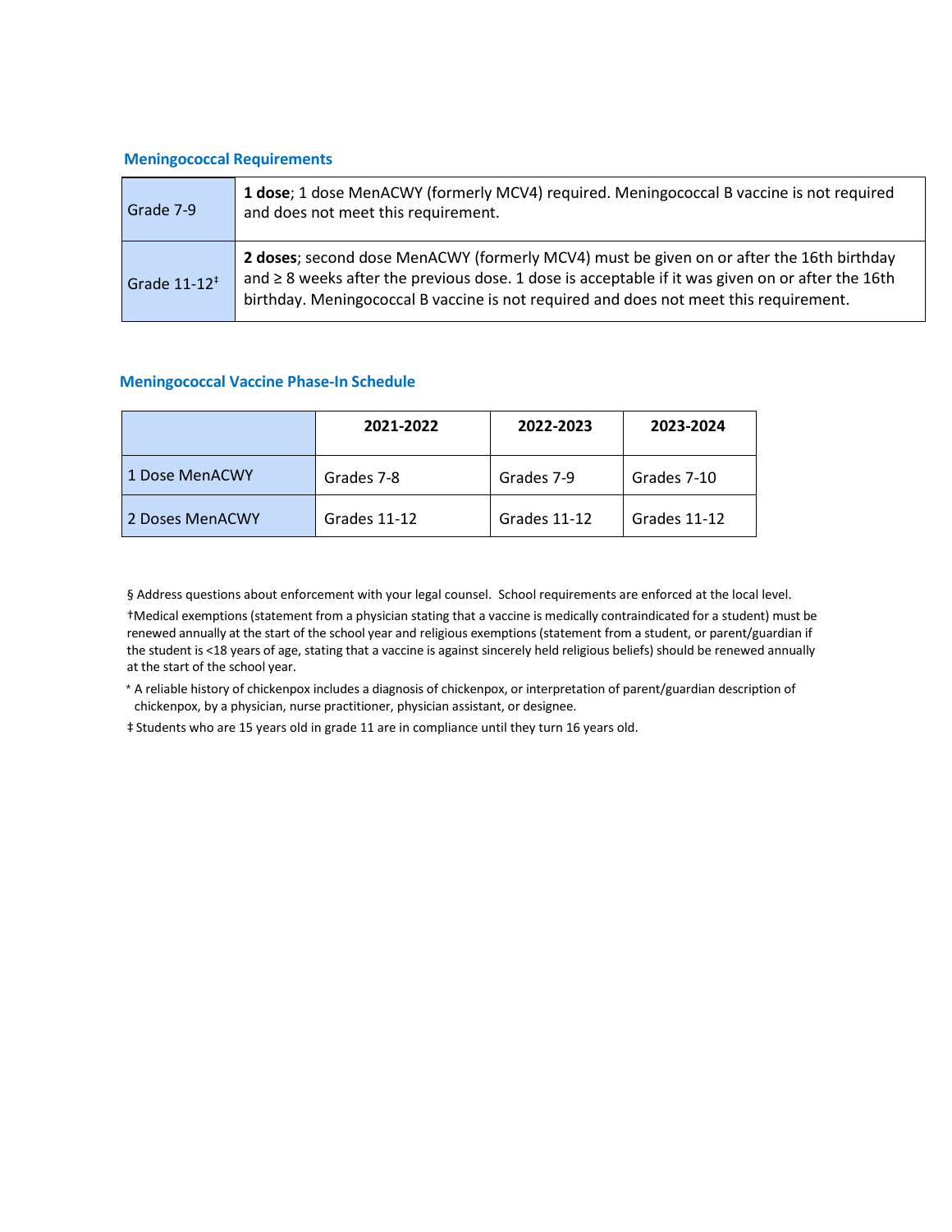### Meningococcal Requirements

| | |
|---|---|
| Grade 7-9 | **1 dose**; 1 dose MenACWY (formerly MCV4) required. Meningococcal B vaccine is not required and does not meet this requirement. |
| Grade 11-12‡ | **2 doses**; second dose MenACWY (formerly MCV4) must be given on or after the 16th birthday and ≥ 8 weeks after the previous dose. 1 dose is acceptable if it was given on or after the 16th birthday. Meningococcal B vaccine is not required and does not meet this requirement. |

### Meningococcal Vaccine Phase-In Schedule

| | 2021-2022 | 2022-2023 | 2023-2024 |
|---|---|---|---|
| 1 Dose MenACWY | Grades 7-8 | Grades 7-9 | Grades 7-10 |
| 2 Doses MenACWY | Grades 11-12 | Grades 11-12 | Grades 11-12 |

§ Address questions about enforcement with your legal counsel. School requirements are enforced at the local level.

†Medical exemptions (statement from a physician stating that a vaccine is medically contraindicated for a student) must be renewed annually at the start of the school year and religious exemptions (statement from a student, or parent/guardian if the student is <18 years of age, stating that a vaccine is against sincerely held religious beliefs) should be renewed annually at the start of the school year.

* A reliable history of chickenpox includes a diagnosis of chickenpox, or interpretation of parent/guardian description of chickenpox, by a physician, nurse practitioner, physician assistant, or designee.

‡ Students who are 15 years old in grade 11 are in compliance until they turn 16 years old.